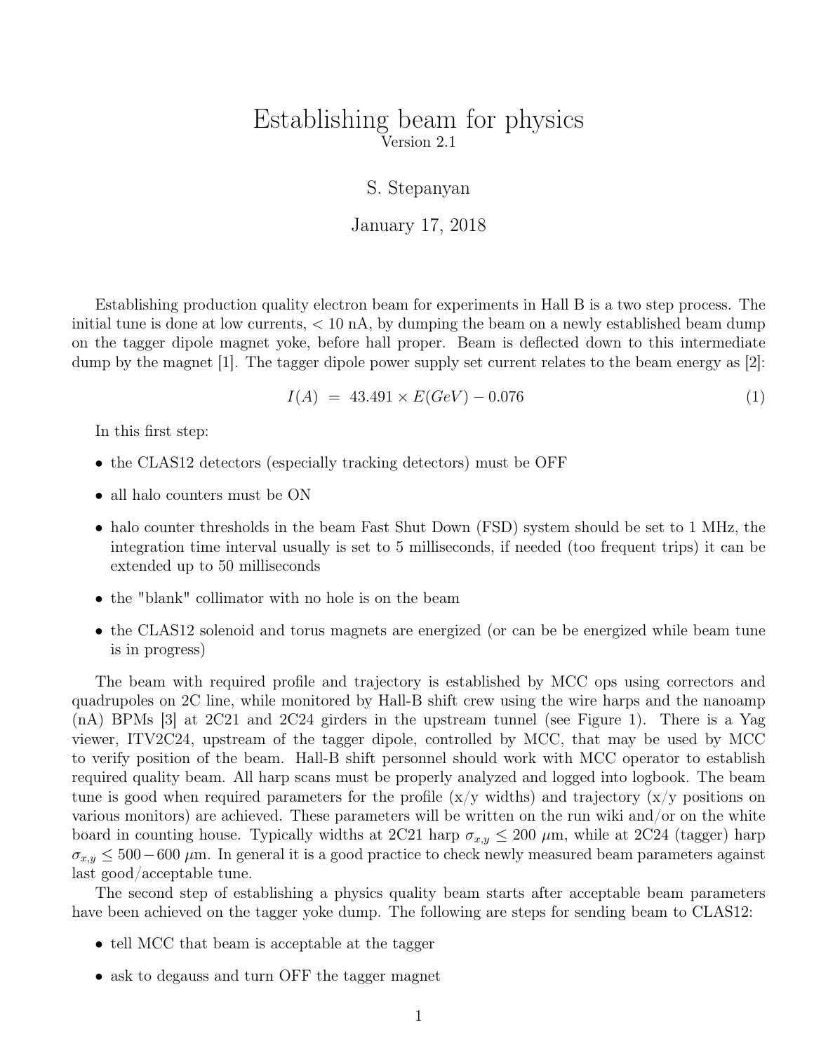# Establishing beam for physics

Version 2.1

S. Stepanyan

January 17, 2018

Establishing production quality electron beam for experiments in Hall B is a two step process. The initial tune is done at low currents, $< 10$ nA, by dumping the beam on a newly established beam dump on the tagger dipole magnet yoke, before hall proper. Beam is deflected down to this intermediate dump by the magnet [1]. The tagger dipole power supply set current relates to the beam energy as [2]:

$$I(A) \ = \ 43.491 \times E(GeV) - 0.076 \tag{1}$$

In this first step:

- the CLAS12 detectors (especially tracking detectors) must be OFF
- all halo counters must be ON
- halo counter thresholds in the beam Fast Shut Down (FSD) system should be set to 1 MHz, the integration time interval usually is set to 5 milliseconds, if needed (too frequent trips) it can be extended up to 50 milliseconds
- the "blank" collimator with no hole is on the beam
- the CLAS12 solenoid and torus magnets are energized (or can be be energized while beam tune is in progress)

The beam with required profile and trajectory is established by MCC ops using correctors and quadrupoles on 2C line, while monitored by Hall-B shift crew using the wire harps and the nanoamp (nA) BPMs [3] at 2C21 and 2C24 girders in the upstream tunnel (see Figure 1). There is a Yag viewer, ITV2C24, upstream of the tagger dipole, controlled by MCC, that may be used by MCC to verify position of the beam. Hall-B shift personnel should work with MCC operator to establish required quality beam. All harp scans must be properly analyzed and logged into logbook. The beam tune is good when required parameters for the profile (x/y widths) and trajectory (x/y positions on various monitors) are achieved. These parameters will be written on the run wiki and/or on the white board in counting house. Typically widths at 2C21 harp $\sigma_{x,y} \leq 200$ $\mu$m, while at 2C24 (tagger) harp $\sigma_{x,y} \leq 500-600$ $\mu$m. In general it is a good practice to check newly measured beam parameters against last good/acceptable tune.

The second step of establishing a physics quality beam starts after acceptable beam parameters have been achieved on the tagger yoke dump. The following are steps for sending beam to CLAS12:

- tell MCC that beam is acceptable at the tagger
- ask to degauss and turn OFF the tagger magnet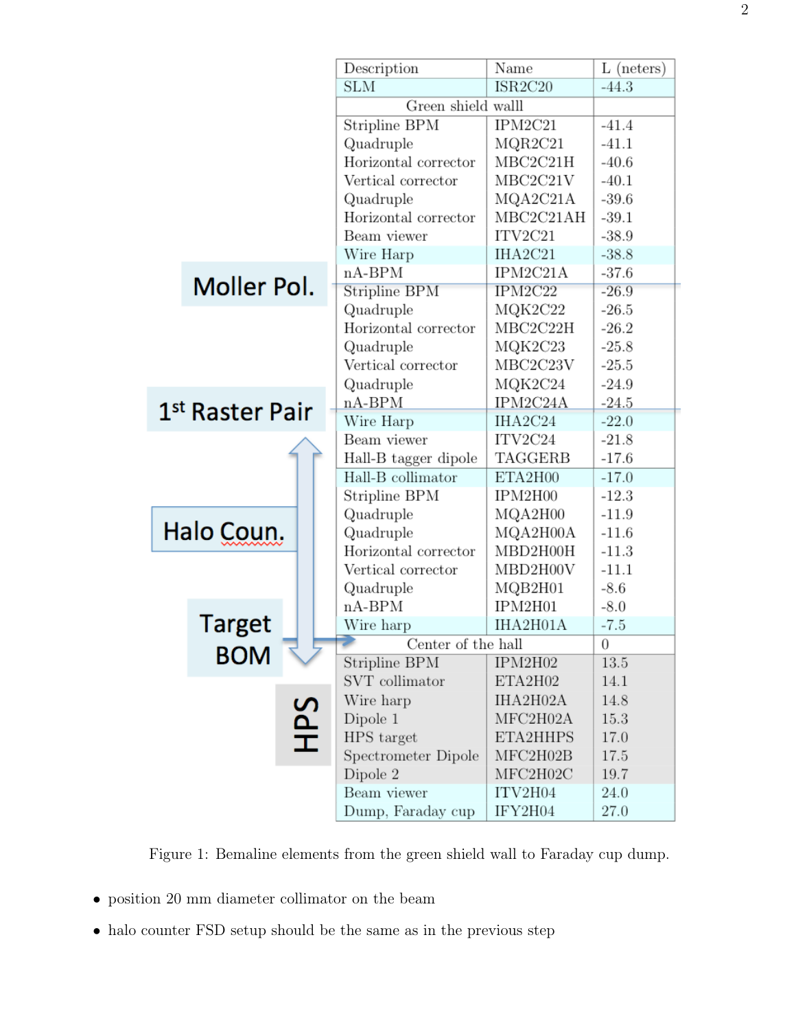| Description | Name | L (neters) |
|---|---|---|
| SLM | ISR2C20 | -44.3 |
| Green shield walll | | |
| Stripline BPM | IPM2C21 | -41.4 |
| Quadruple | MQR2C21 | -41.1 |
| Horizontal corrector | MBC2C21H | -40.6 |
| Vertical corrector | MBC2C21V | -40.1 |
| Quadruple | MQA2C21A | -39.6 |
| Horizontal corrector | MBC2C21AH | -39.1 |
| Beam viewer | ITV2C21 | -38.9 |
| Wire Harp | IHA2C21 | -38.8 |
| nA-BPM | IPM2C21A | -37.6 |
| Stripline BPM | IPM2C22 | -26.9 |
| Quadruple | MQK2C22 | -26.5 |
| Horizontal corrector | MBC2C22H | -26.2 |
| Quadruple | MQK2C23 | -25.8 |
| Vertical corrector | MBC2C23V | -25.5 |
| Quadruple | MQK2C24 | -24.9 |
| nA-BPM | IPM2C24A | -24.5 |
| Wire Harp | IHA2C24 | -22.0 |
| Beam viewer | ITV2C24 | -21.8 |
| Hall-B tagger dipole | TAGGERB | -17.6 |
| Hall-B collimator | ETA2H00 | -17.0 |
| Stripline BPM | IPM2H00 | -12.3 |
| Quadruple | MQA2H00 | -11.9 |
| Quadruple | MQA2H00A | -11.6 |
| Horizontal corrector | MBD2H00H | -11.3 |
| Vertical corrector | MBD2H00V | -11.1 |
| Quadruple | MQB2H01 | -8.6 |
| nA-BPM | IPM2H01 | -8.0 |
| Wire harp | IHA2H01A | -7.5 |
| Center of the hall | | 0 |
| Stripline BPM | IPM2H02 | 13.5 |
| SVT collimator | ETA2H02 | 14.1 |
| Wire harp | IHA2H02A | 14.8 |
| Dipole 1 | MFC2H02A | 15.3 |
| HPS target | ETA2HHPS | 17.0 |
| Spectrometer Dipole | MFC2H02B | 17.5 |
| Dipole 2 | MFC2H02C | 19.7 |
| Beam viewer | ITV2H04 | 24.0 |
| Dump, Faraday cup | IFY2H04 | 27.0 |

Moller Pol.

1st Raster Pair

Halo Coun.

Target BOM

HPS

Figure 1: Bemaline elements from the green shield wall to Faraday cup dump.

- position 20 mm diameter collimator on the beam
- halo counter FSD setup should be the same as in the previous step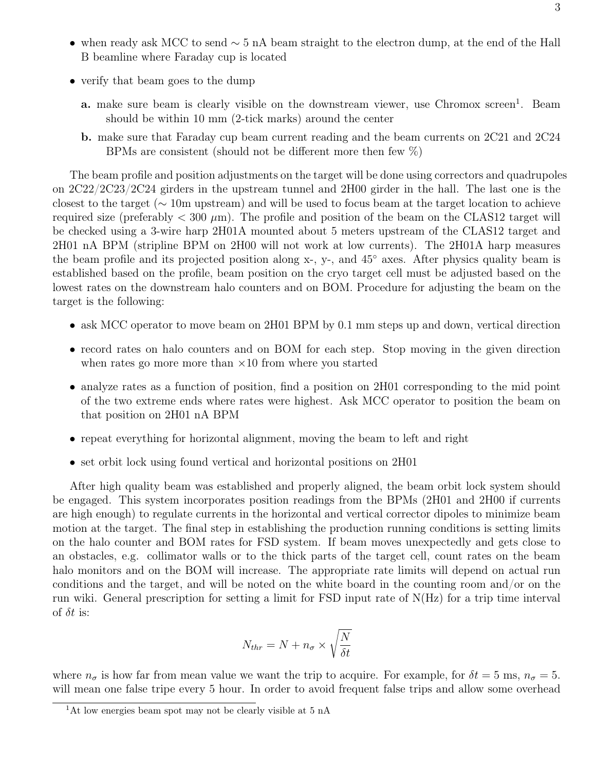- when ready ask MCC to send $\sim 5$ nA beam straight to the electron dump, at the end of the Hall B beamline where Faraday cup is located
- verify that beam goes to the dump

  **a.** make sure beam is clearly visible on the downstream viewer, use Chromox screen[1]. Beam should be within 10 mm (2-tick marks) around the center

  **b.** make sure that Faraday cup beam current reading and the beam currents on 2C21 and 2C24 BPMs are consistent (should not be different more then few %)

The beam profile and position adjustments on the target will be done using correctors and quadrupoles on 2C22/2C23/2C24 girders in the upstream tunnel and 2H00 girder in the hall. The last one is the closest to the target ($\sim 10$m upstream) and will be used to focus beam at the target location to achieve required size (preferably $< 300\ \mu$m). The profile and position of the beam on the CLAS12 target will be checked using a 3-wire harp 2H01A mounted about 5 meters upstream of the CLAS12 target and 2H01 nA BPM (stripline BPM on 2H00 will not work at low currents). The 2H01A harp measures the beam profile and its projected position along x-, y-, and $45^\circ$ axes. After physics quality beam is established based on the profile, beam position on the cryo target cell must be adjusted based on the lowest rates on the downstream halo counters and on BOM. Procedure for adjusting the beam on the target is the following:

- ask MCC operator to move beam on 2H01 BPM by 0.1 mm steps up and down, vertical direction
- record rates on halo counters and on BOM for each step. Stop moving in the given direction when rates go more more than $\times 10$ from where you started
- analyze rates as a function of position, find a position on 2H01 corresponding to the mid point of the two extreme ends where rates were highest. Ask MCC operator to position the beam on that position on 2H01 nA BPM
- repeat everything for horizontal alignment, moving the beam to left and right
- set orbit lock using found vertical and horizontal positions on 2H01

After high quality beam was established and properly aligned, the beam orbit lock system should be engaged. This system incorporates position readings from the BPMs (2H01 and 2H00 if currents are high enough) to regulate currents in the horizontal and vertical corrector dipoles to minimize beam motion at the target. The final step in establishing the production running conditions is setting limits on the halo counter and BOM rates for FSD system. If beam moves unexpectedly and gets close to an obstacles, e.g. collimator walls or to the thick parts of the target cell, count rates on the beam halo monitors and on the BOM will increase. The appropriate rate limits will depend on actual run conditions and the target, and will be noted on the white board in the counting room and/or on the run wiki. General prescription for setting a limit for FSD input rate of N(Hz) for a trip time interval of $\delta t$ is:

$$N_{thr} = N + n_\sigma \times \sqrt{\frac{N}{\delta t}}$$

where $n_\sigma$ is how far from mean value we want the trip to acquire. For example, for $\delta t = 5$ ms, $n_\sigma = 5.$ will mean one false tripe every 5 hour. In order to avoid frequent false trips and allow some overhead

[1] At low energies beam spot may not be clearly visible at 5 nA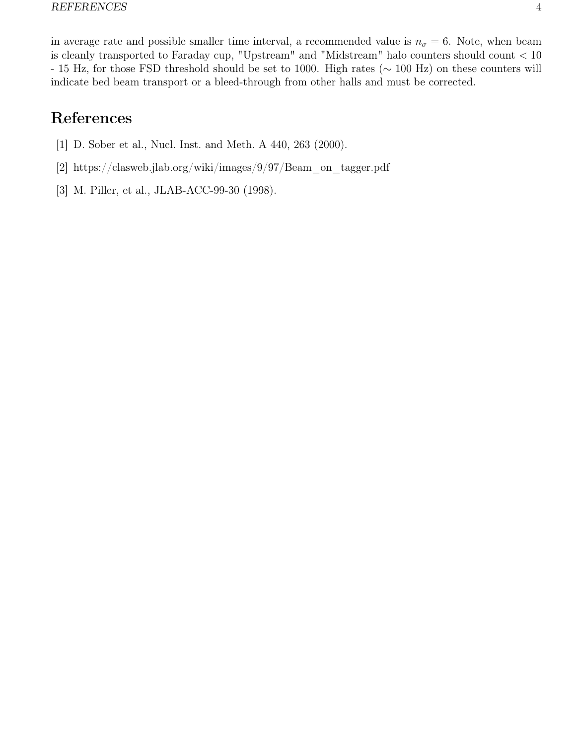in average rate and possible smaller time interval, a recommended value is $n_\sigma = 6$. Note, when beam is cleanly transported to Faraday cup, "Upstream" and "Midstream" halo counters should count < 10 - 15 Hz, for those FSD threshold should be set to 1000. High rates ($\sim$ 100 Hz) on these counters will indicate bed beam transport or a bleed-through from other halls and must be corrected.

# References

[1] D. Sober et al., Nucl. Inst. and Meth. A 440, 263 (2000).

[2] https://clasweb.jlab.org/wiki/images/9/97/Beam_on_tagger.pdf

[3] M. Piller, et al., JLAB-ACC-99-30 (1998).